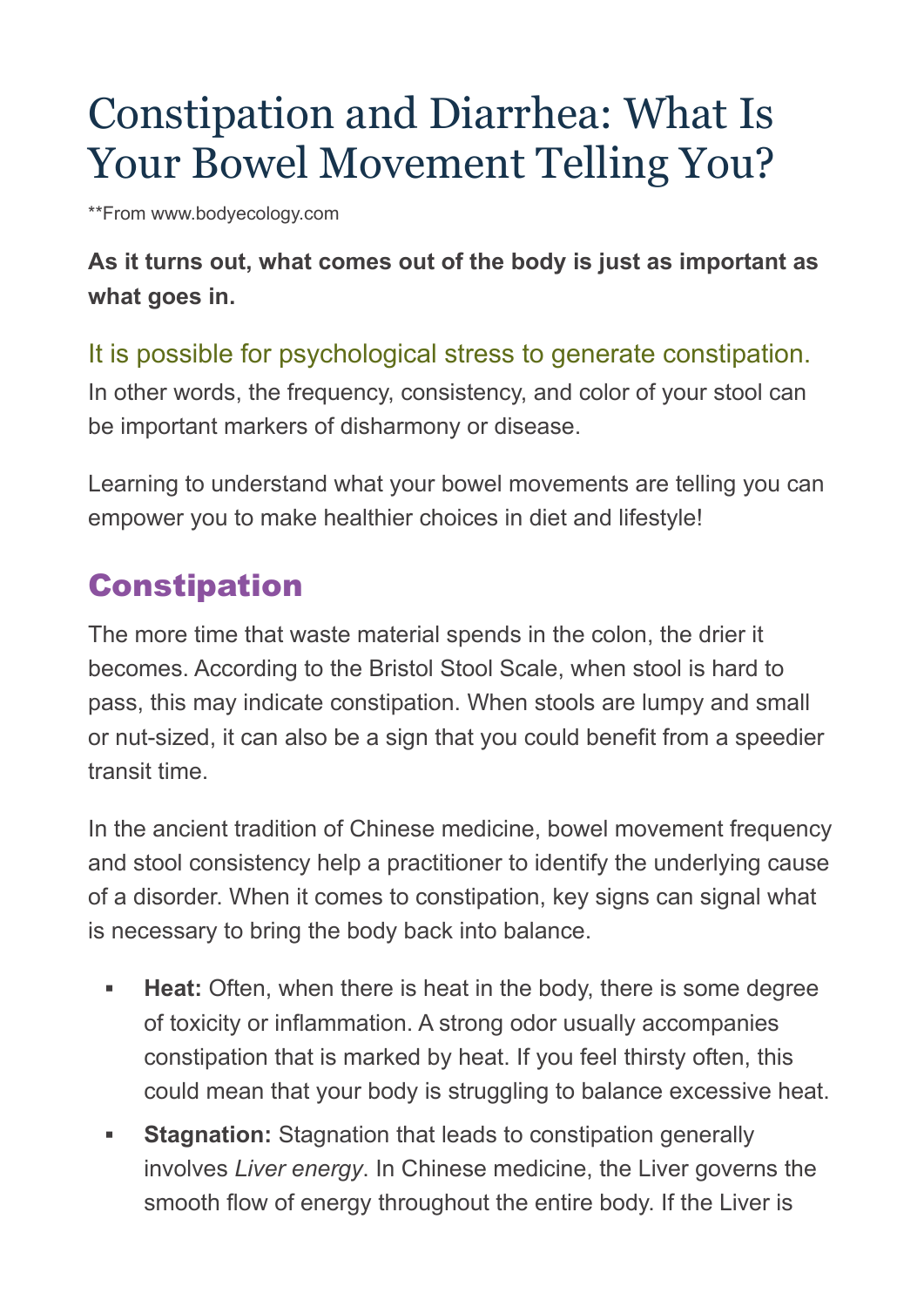# Constipation and Diarrhea: What Is Your Bowel Movement Telling You?

**From www.bodyecology.com

**As it turns out, what comes out of the body is just as important as what goes in.**

It is possible for psychological stress to generate constipation.

In other words, the frequency, consistency, and color of your stool can be important markers of disharmony or disease.

Learning to understand what your bowel movements are telling you can empower you to make healthier choices in diet and lifestyle!

## Constipation

The more time that waste material spends in the colon, the drier it becomes. According to the Bristol Stool Scale, when stool is hard to pass, this may indicate constipation. When stools are lumpy and small or nut-sized, it can also be a sign that you could benefit from a speedier transit time.

In the ancient tradition of Chinese medicine, bowel movement frequency and stool consistency help a practitioner to identify the underlying cause of a disorder. When it comes to constipation, key signs can signal what is necessary to bring the body back into balance.

- **Heat:** Often, when there is heat in the body, there is some degree of toxicity or inflammation. A strong odor usually accompanies constipation that is marked by heat. If you feel thirsty often, this could mean that your body is struggling to balance excessive heat.
- **Stagnation:** Stagnation that leads to constipation generally involves *Liver energy*. In Chinese medicine, the Liver governs the smooth flow of energy throughout the entire body. If the Liver is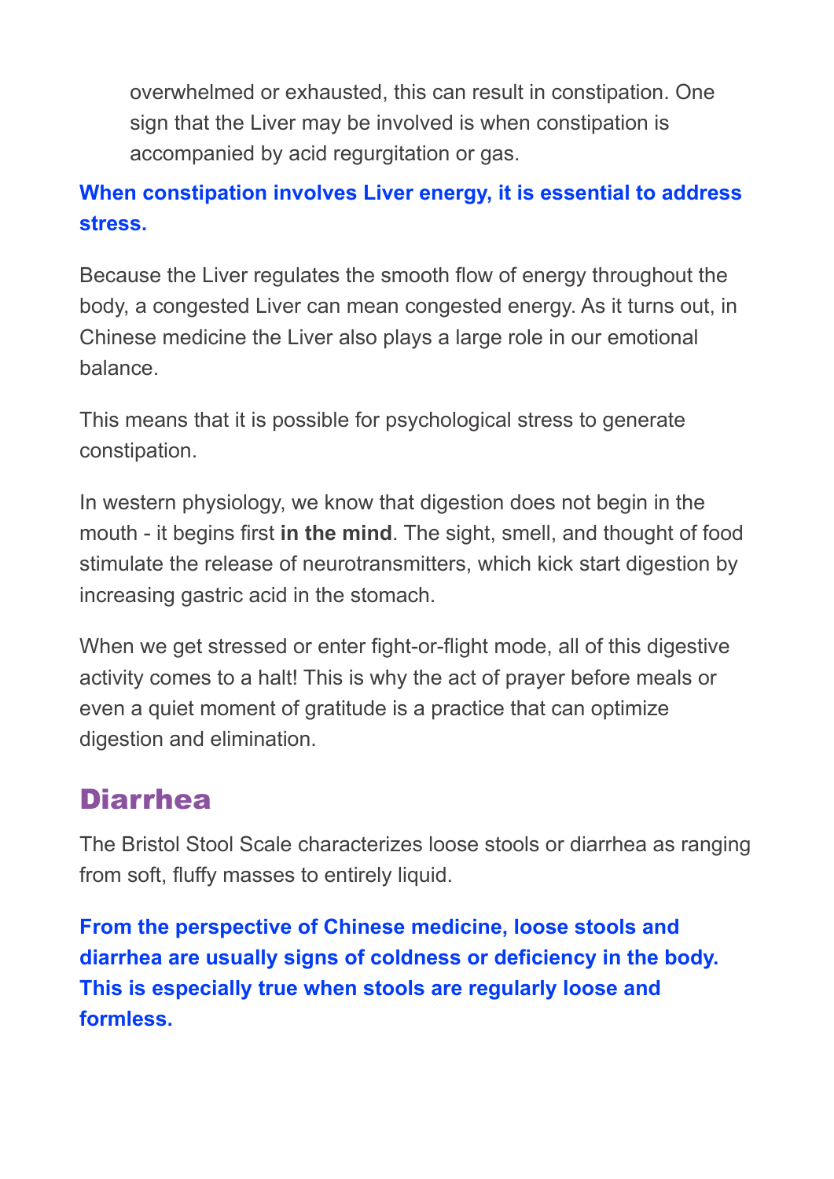overwhelmed or exhausted, this can result in constipation. One sign that the Liver may be involved is when constipation is accompanied by acid regurgitation or gas.

**When constipation involves Liver energy, it is essential to address stress.**

Because the Liver regulates the smooth flow of energy throughout the body, a congested Liver can mean congested energy. As it turns out, in Chinese medicine the Liver also plays a large role in our emotional balance.

This means that it is possible for psychological stress to generate constipation.

In western physiology, we know that digestion does not begin in the mouth - it begins first **in the mind**. The sight, smell, and thought of food stimulate the release of neurotransmitters, which kick start digestion by increasing gastric acid in the stomach.

When we get stressed or enter fight-or-flight mode, all of this digestive activity comes to a halt! This is why the act of prayer before meals or even a quiet moment of gratitude is a practice that can optimize digestion and elimination.

## Diarrhea

The Bristol Stool Scale characterizes loose stools or diarrhea as ranging from soft, fluffy masses to entirely liquid.

**From the perspective of Chinese medicine, loose stools and diarrhea are usually signs of coldness or deficiency in the body. This is especially true when stools are regularly loose and formless.**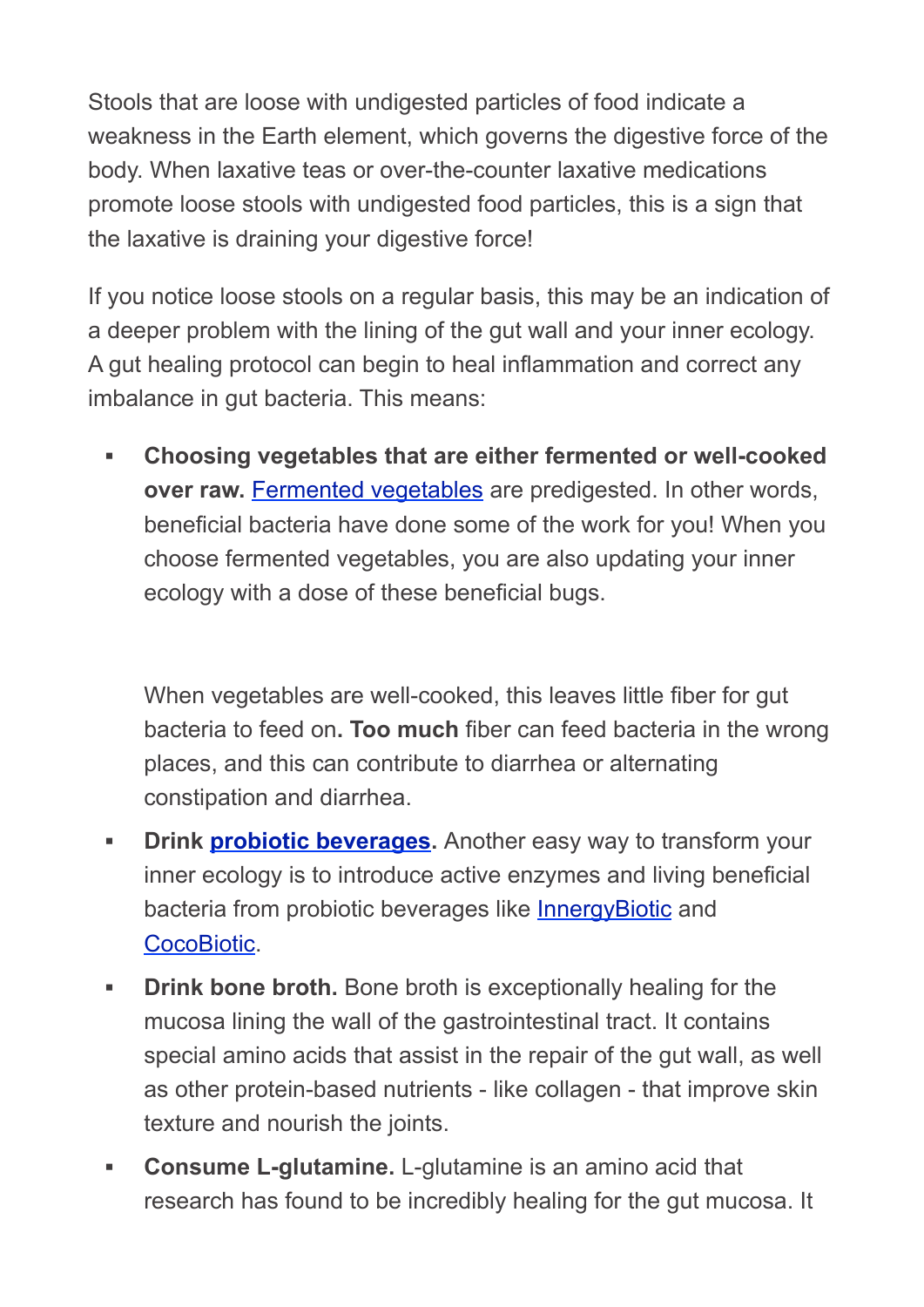Stools that are loose with undigested particles of food indicate a weakness in the Earth element, which governs the digestive force of the body. When laxative teas or over-the-counter laxative medications promote loose stools with undigested food particles, this is a sign that the laxative is draining your digestive force!

If you notice loose stools on a regular basis, this may be an indication of a deeper problem with the lining of the gut wall and your inner ecology. A gut healing protocol can begin to heal inflammation and correct any imbalance in gut bacteria. This means:

- **Choosing vegetables that are either fermented or well-cooked over raw.** Fermented vegetables are predigested. In other words, beneficial bacteria have done some of the work for you! When you choose fermented vegetables, you are also updating your inner ecology with a dose of these beneficial bugs.

  When vegetables are well-cooked, this leaves little fiber for gut bacteria to feed on**. Too much** fiber can feed bacteria in the wrong places, and this can contribute to diarrhea or alternating constipation and diarrhea.

- **Drink probiotic beverages.** Another easy way to transform your inner ecology is to introduce active enzymes and living beneficial bacteria from probiotic beverages like InnergyBiotic and CocoBiotic.
- **Drink bone broth.** Bone broth is exceptionally healing for the mucosa lining the wall of the gastrointestinal tract. It contains special amino acids that assist in the repair of the gut wall, as well as other protein-based nutrients - like collagen - that improve skin texture and nourish the joints.
- **Consume L-glutamine.** L-glutamine is an amino acid that research has found to be incredibly healing for the gut mucosa. It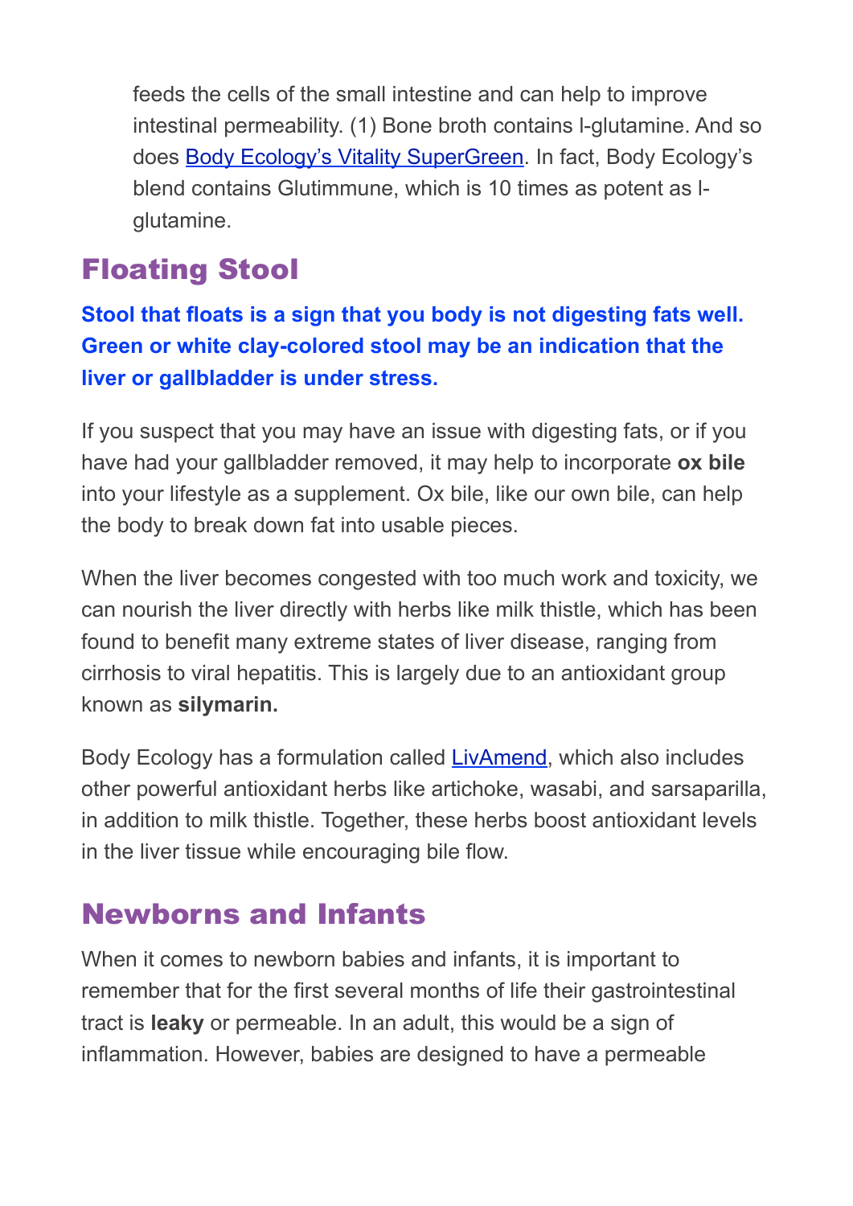feeds the cells of the small intestine and can help to improve intestinal permeability. (1) Bone broth contains l-glutamine. And so does [Body Ecology's Vitality SuperGreen](). In fact, Body Ecology's blend contains Glutimmune, which is 10 times as potent as l-glutamine.

## Floating Stool

**Stool that floats is a sign that you body is not digesting fats well. Green or white clay-colored stool may be an indication that the liver or gallbladder is under stress.**

If you suspect that you may have an issue with digesting fats, or if you have had your gallbladder removed, it may help to incorporate **ox bile** into your lifestyle as a supplement. Ox bile, like our own bile, can help the body to break down fat into usable pieces.

When the liver becomes congested with too much work and toxicity, we can nourish the liver directly with herbs like milk thistle, which has been found to benefit many extreme states of liver disease, ranging from cirrhosis to viral hepatitis. This is largely due to an antioxidant group known as **silymarin.**

Body Ecology has a formulation called [LivAmend](), which also includes other powerful antioxidant herbs like artichoke, wasabi, and sarsaparilla, in addition to milk thistle. Together, these herbs boost antioxidant levels in the liver tissue while encouraging bile flow.

## Newborns and Infants

When it comes to newborn babies and infants, it is important to remember that for the first several months of life their gastrointestinal tract is **leaky** or permeable. In an adult, this would be a sign of inflammation. However, babies are designed to have a permeable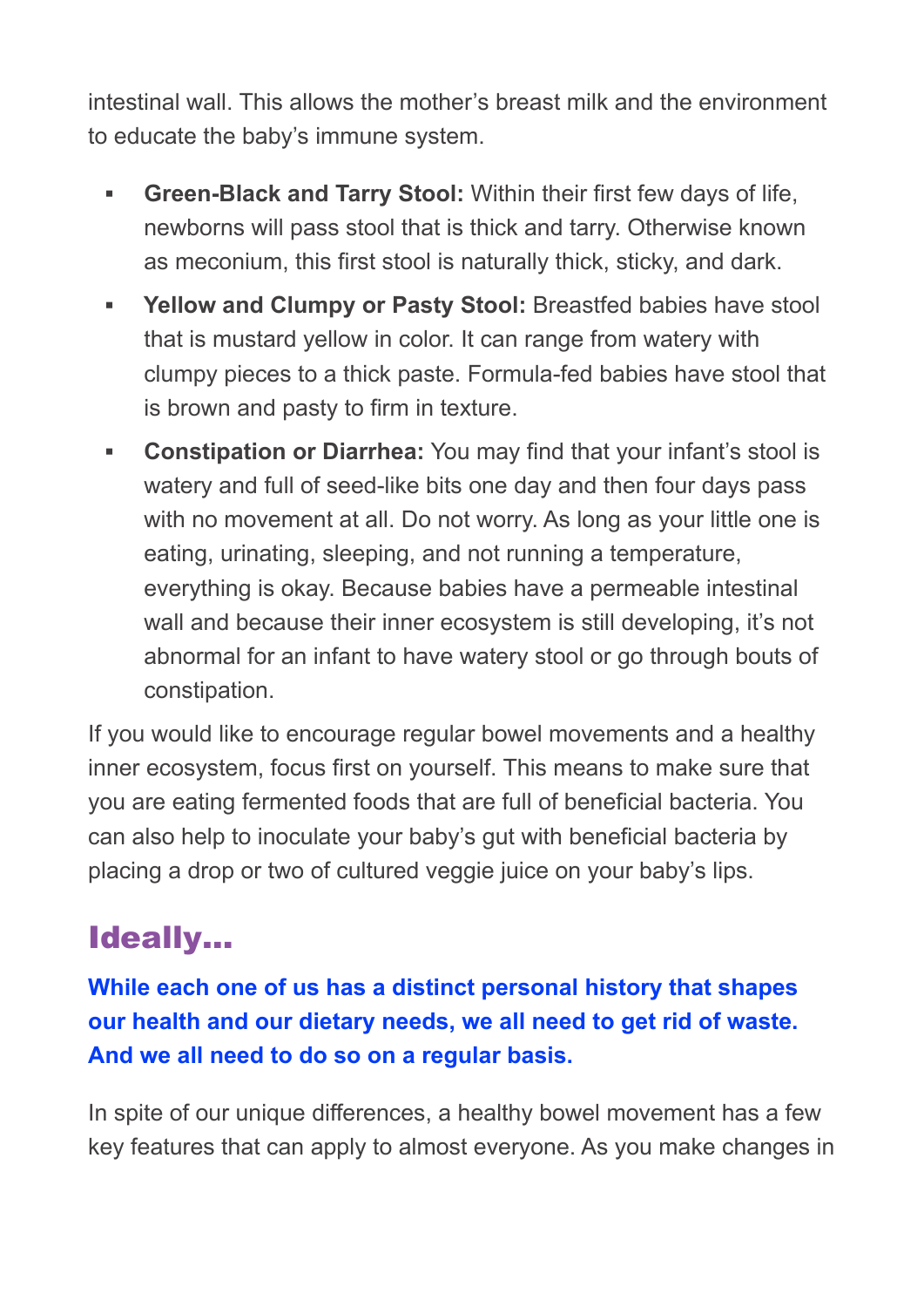intestinal wall. This allows the mother's breast milk and the environment to educate the baby's immune system.

- **Green-Black and Tarry Stool:** Within their first few days of life, newborns will pass stool that is thick and tarry. Otherwise known as meconium, this first stool is naturally thick, sticky, and dark.
- **Yellow and Clumpy or Pasty Stool:** Breastfed babies have stool that is mustard yellow in color. It can range from watery with clumpy pieces to a thick paste. Formula-fed babies have stool that is brown and pasty to firm in texture.
- **Constipation or Diarrhea:** You may find that your infant's stool is watery and full of seed-like bits one day and then four days pass with no movement at all. Do not worry. As long as your little one is eating, urinating, sleeping, and not running a temperature, everything is okay. Because babies have a permeable intestinal wall and because their inner ecosystem is still developing, it's not abnormal for an infant to have watery stool or go through bouts of constipation.

If you would like to encourage regular bowel movements and a healthy inner ecosystem, focus first on yourself. This means to make sure that you are eating fermented foods that are full of beneficial bacteria. You can also help to inoculate your baby's gut with beneficial bacteria by placing a drop or two of cultured veggie juice on your baby's lips.

## Ideally…

**While each one of us has a distinct personal history that shapes our health and our dietary needs, we all need to get rid of waste. And we all need to do so on a regular basis.**

In spite of our unique differences, a healthy bowel movement has a few key features that can apply to almost everyone. As you make changes in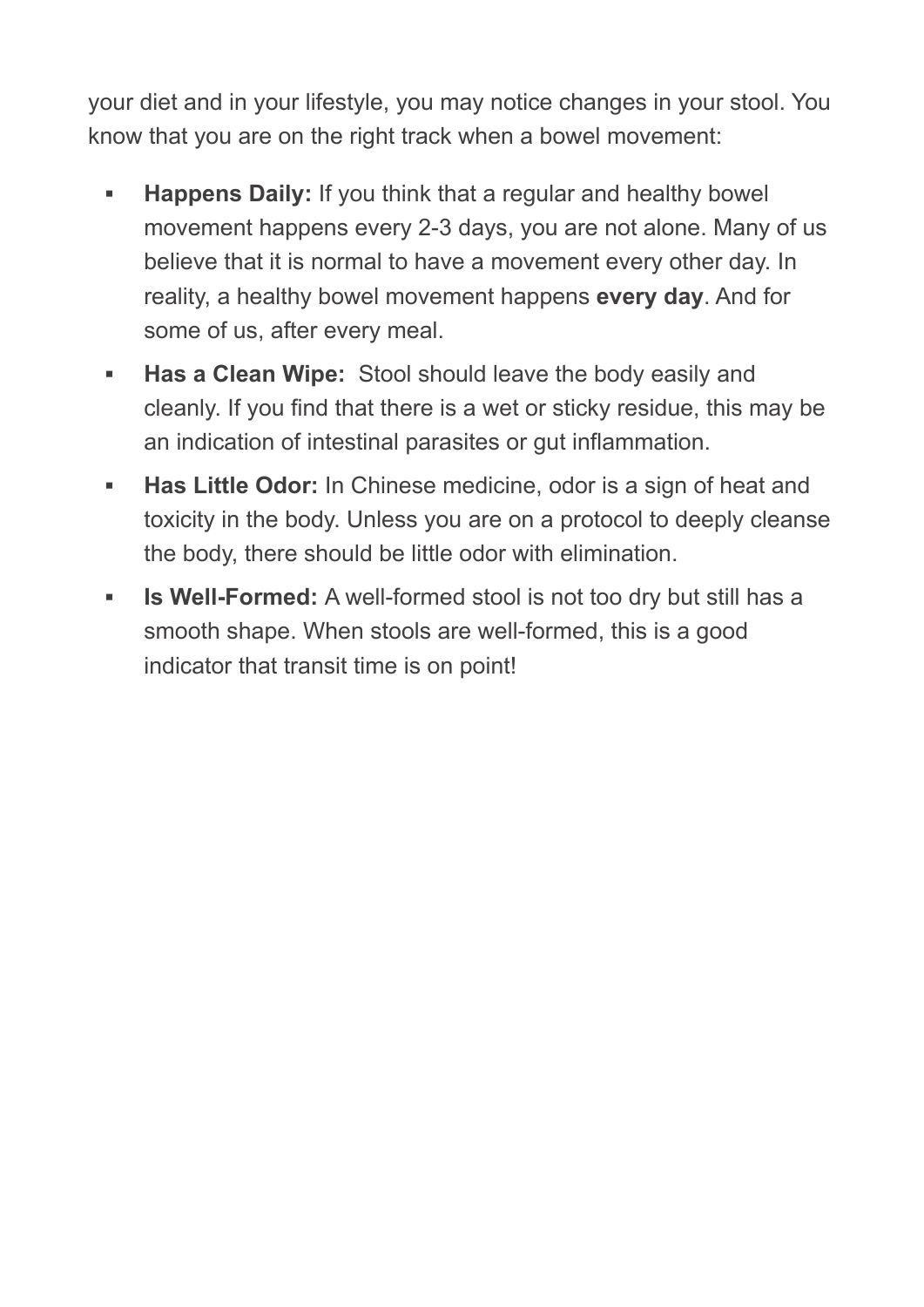your diet and in your lifestyle, you may notice changes in your stool. You know that you are on the right track when a bowel movement:

- **Happens Daily:** If you think that a regular and healthy bowel movement happens every 2-3 days, you are not alone. Many of us believe that it is normal to have a movement every other day. In reality, a healthy bowel movement happens **every day**. And for some of us, after every meal.
- **Has a Clean Wipe:** Stool should leave the body easily and cleanly. If you find that there is a wet or sticky residue, this may be an indication of intestinal parasites or gut inflammation.
- **Has Little Odor:** In Chinese medicine, odor is a sign of heat and toxicity in the body. Unless you are on a protocol to deeply cleanse the body, there should be little odor with elimination.
- **Is Well-Formed:** A well-formed stool is not too dry but still has a smooth shape. When stools are well-formed, this is a good indicator that transit time is on point!